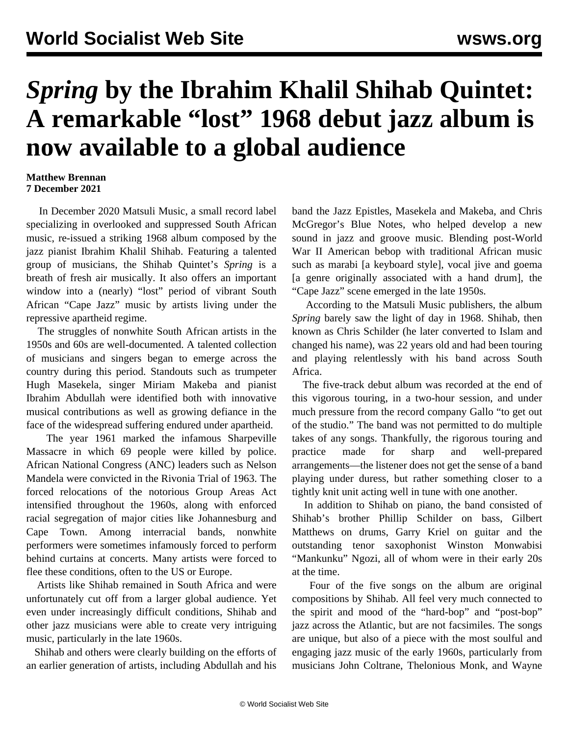# *Spring* by the Ibrahim Khalil Shihab Quintet: A remarkable "lost" 1968 debut jazz album is now available to a global audience

**Matthew Brennan**
**7 December 2021**

In December 2020 Matsuli Music, a small record label specializing in overlooked and suppressed South African music, re-issued a striking 1968 album composed by the jazz pianist Ibrahim Khalil Shihab. Featuring a talented group of musicians, the Shihab Quintet's *Spring* is a breath of fresh air musically. It also offers an important window into a (nearly) "lost" period of vibrant South African "Cape Jazz" music by artists living under the repressive apartheid regime.

The struggles of nonwhite South African artists in the 1950s and 60s are well-documented. A talented collection of musicians and singers began to emerge across the country during this period. Standouts such as trumpeter Hugh Masekela, singer Miriam Makeba and pianist Ibrahim Abdullah were identified both with innovative musical contributions as well as growing defiance in the face of the widespread suffering endured under apartheid.

The year 1961 marked the infamous Sharpeville Massacre in which 69 people were killed by police. African National Congress (ANC) leaders such as Nelson Mandela were convicted in the Rivonia Trial of 1963. The forced relocations of the notorious Group Areas Act intensified throughout the 1960s, along with enforced racial segregation of major cities like Johannesburg and Cape Town. Among interracial bands, nonwhite performers were sometimes infamously forced to perform behind curtains at concerts. Many artists were forced to flee these conditions, often to the US or Europe.

Artists like Shihab remained in South Africa and were unfortunately cut off from a larger global audience. Yet even under increasingly difficult conditions, Shihab and other jazz musicians were able to create very intriguing music, particularly in the late 1960s.

Shihab and others were clearly building on the efforts of an earlier generation of artists, including Abdullah and his band the Jazz Epistles, Masekela and Makeba, and Chris McGregor's Blue Notes, who helped develop a new sound in jazz and groove music. Blending post-World War II American bebop with traditional African music such as marabi [a keyboard style], vocal jive and goema [a genre originally associated with a hand drum], the "Cape Jazz" scene emerged in the late 1950s.

According to the Matsuli Music publishers, the album *Spring* barely saw the light of day in 1968. Shihab, then known as Chris Schilder (he later converted to Islam and changed his name), was 22 years old and had been touring and playing relentlessly with his band across South Africa.

The five-track debut album was recorded at the end of this vigorous touring, in a two-hour session, and under much pressure from the record company Gallo "to get out of the studio." The band was not permitted to do multiple takes of any songs. Thankfully, the rigorous touring and practice made for sharp and well-prepared arrangements—the listener does not get the sense of a band playing under duress, but rather something closer to a tightly knit unit acting well in tune with one another.

In addition to Shihab on piano, the band consisted of Shihab's brother Phillip Schilder on bass, Gilbert Matthews on drums, Garry Kriel on guitar and the outstanding tenor saxophonist Winston Monwabisi "Mankunku" Ngozi, all of whom were in their early 20s at the time.

Four of the five songs on the album are original compositions by Shihab. All feel very much connected to the spirit and mood of the "hard-bop" and "post-bop" jazz across the Atlantic, but are not facsimiles. The songs are unique, but also of a piece with the most soulful and engaging jazz music of the early 1960s, particularly from musicians John Coltrane, Thelonious Monk, and Wayne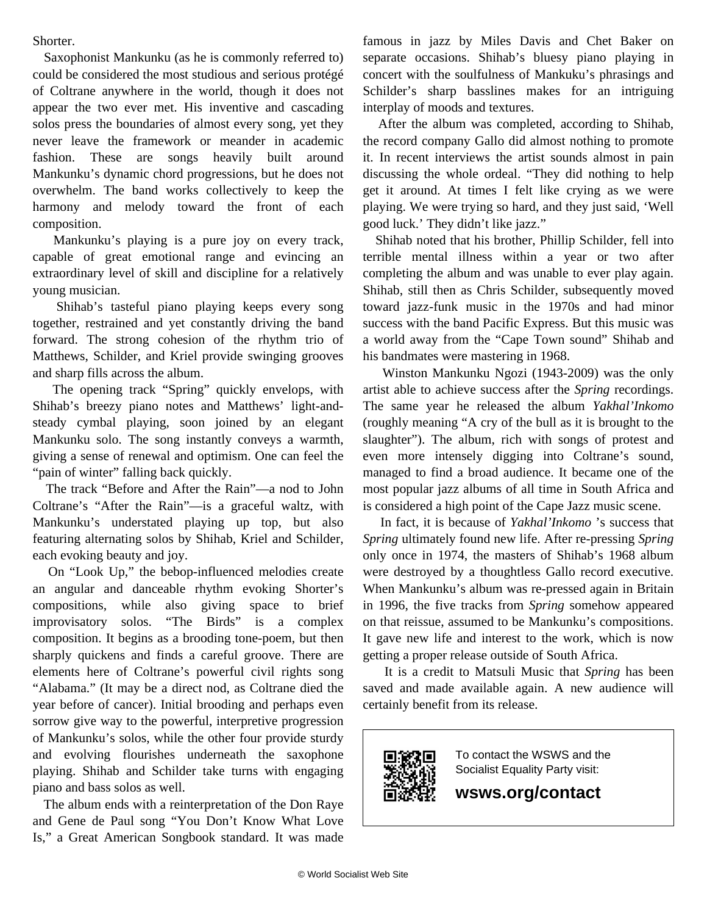Shorter.

Saxophonist Mankunku (as he is commonly referred to) could be considered the most studious and serious protégé of Coltrane anywhere in the world, though it does not appear the two ever met. His inventive and cascading solos press the boundaries of almost every song, yet they never leave the framework or meander in academic fashion. These are songs heavily built around Mankunku's dynamic chord progressions, but he does not overwhelm. The band works collectively to keep the harmony and melody toward the front of each composition.

Mankunku's playing is a pure joy on every track, capable of great emotional range and evincing an extraordinary level of skill and discipline for a relatively young musician.

Shihab's tasteful piano playing keeps every song together, restrained and yet constantly driving the band forward. The strong cohesion of the rhythm trio of Matthews, Schilder, and Kriel provide swinging grooves and sharp fills across the album.

The opening track "Spring" quickly envelops, with Shihab's breezy piano notes and Matthews' light-and-steady cymbal playing, soon joined by an elegant Mankunku solo. The song instantly conveys a warmth, giving a sense of renewal and optimism. One can feel the "pain of winter" falling back quickly.

The track "Before and After the Rain"—a nod to John Coltrane's "After the Rain"—is a graceful waltz, with Mankunku's understated playing up top, but also featuring alternating solos by Shihab, Kriel and Schilder, each evoking beauty and joy.

On "Look Up," the bebop-influenced melodies create an angular and danceable rhythm evoking Shorter's compositions, while also giving space to brief improvisatory solos. "The Birds" is a complex composition. It begins as a brooding tone-poem, but then sharply quickens and finds a careful groove. There are elements here of Coltrane's powerful civil rights song "Alabama." (It may be a direct nod, as Coltrane died the year before of cancer). Initial brooding and perhaps even sorrow give way to the powerful, interpretive progression of Mankunku's solos, while the other four provide sturdy and evolving flourishes underneath the saxophone playing. Shihab and Schilder take turns with engaging piano and bass solos as well.

The album ends with a reinterpretation of the Don Raye and Gene de Paul song "You Don't Know What Love Is," a Great American Songbook standard. It was made famous in jazz by Miles Davis and Chet Baker on separate occasions. Shihab's bluesy piano playing in concert with the soulfulness of Mankuku's phrasings and Schilder's sharp basslines makes for an intriguing interplay of moods and textures.

After the album was completed, according to Shihab, the record company Gallo did almost nothing to promote it. In recent interviews the artist sounds almost in pain discussing the whole ordeal. "They did nothing to help get it around. At times I felt like crying as we were playing. We were trying so hard, and they just said, 'Well good luck.' They didn't like jazz."

Shihab noted that his brother, Phillip Schilder, fell into terrible mental illness within a year or two after completing the album and was unable to ever play again. Shihab, still then as Chris Schilder, subsequently moved toward jazz-funk music in the 1970s and had minor success with the band Pacific Express. But this music was a world away from the "Cape Town sound" Shihab and his bandmates were mastering in 1968.

Winston Mankunku Ngozi (1943-2009) was the only artist able to achieve success after the *Spring* recordings. The same year he released the album *Yakhal'Inkomo* (roughly meaning "A cry of the bull as it is brought to the slaughter"). The album, rich with songs of protest and even more intensely digging into Coltrane's sound, managed to find a broad audience. It became one of the most popular jazz albums of all time in South Africa and is considered a high point of the Cape Jazz music scene.

In fact, it is because of *Yakhal'Inkomo* 's success that *Spring* ultimately found new life. After re-pressing *Spring* only once in 1974, the masters of Shihab's 1968 album were destroyed by a thoughtless Gallo record executive. When Mankunku's album was re-pressed again in Britain in 1996, the five tracks from *Spring* somehow appeared on that reissue, assumed to be Mankunku's compositions. It gave new life and interest to the work, which is now getting a proper release outside of South Africa.

It is a credit to Matsuli Music that *Spring* has been saved and made available again. A new audience will certainly benefit from its release.

To contact the WSWS and the Socialist Equality Party visit:

**wsws.org/contact**